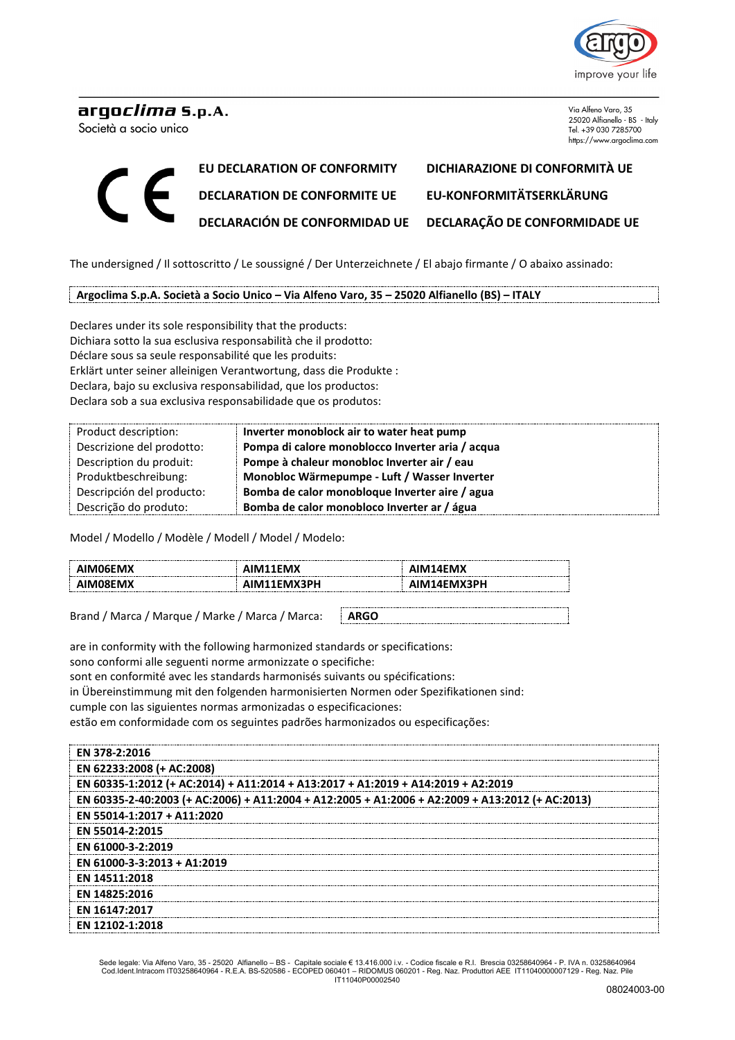**argoclima S.p.A.**
Società a socio unico

Via Alfeno Varo, 35
25020 Alfianello - BS - Italy
Tel. +39 030 7285700
https://www.argoclima.com

# EU DECLARATION OF CONFORMITY
# DICHIARAZIONE DI CONFORMITÀ UE
# DECLARATION DE CONFORMITE UE
# EU-KONFORMITÄTSERKLÄRUNG
# DECLARACIÓN DE CONFORMIDAD UE
# DECLARAÇÃO DE CONFORMIDADE UE

The undersigned / Il sottoscritto / Le soussigné / Der Unterzeichnete / El abajo firmante / O abaixo assinado:

**Argoclima S.p.A. Società a Socio Unico – Via Alfeno Varo, 35 – 25020 Alfianello (BS) – ITALY**

Declares under its sole responsibility that the products:
Dichiara sotto la sua esclusiva responsabilità che il prodotto:
Déclare sous sa seule responsabilité que les produits:
Erklärt unter seiner alleinigen Verantwortung, dass die Produkte :
Declara, bajo su exclusiva responsabilidad, que los productos:
Declara sob a sua exclusiva responsabilidade que os produtos:

| | |
|---|---|
| Product description: | **Inverter monoblock air to water heat pump** |
| Descrizione del prodotto: | **Pompa di calore monoblocco Inverter aria / acqua** |
| Description du produit: | **Pompe à chaleur monobloc Inverter air / eau** |
| Produktbeschreibung: | **Monobloc Wärmepumpe - Luft / Wasser Inverter** |
| Descripción del producto: | **Bomba de calor monobloque Inverter aire / agua** |
| Descrição do produto: | **Bomba de calor monobloco Inverter ar / água** |

Model / Modello / Modèle / Modell / Model / Modelo:

| | | |
|---|---|---|
| **AIM06EMX** | **AIM11EMX** | **AIM14EMX** |
| **AIM08EMX** | **AIM11EMX3PH** | **AIM14EMX3PH** |

Brand / Marca / Marque / Marke / Marca / Marca: **ARGO**

are in conformity with the following harmonized standards or specifications:
sono conformi alle seguenti norme armonizzate o specifiche:
sont en conformité avec les standards harmonisés suivants ou spécifications:
in Übereinstimmung mit den folgenden harmonisierten Normen oder Spezifikationen sind:
cumple con las siguientes normas armonizadas o especificaciones:
estão em conformidade com os seguintes padrões harmonizados ou especificações:

| |
|---|
| **EN 378-2:2016** |
| **EN 62233:2008 (+ AC:2008)** |
| **EN 60335-1:2012 (+ AC:2014) + A11:2014 + A13:2017 + A1:2019 + A14:2019 + A2:2019** |
| **EN 60335-2-40:2003 (+ AC:2006) + A11:2004 + A12:2005 + A1:2006 + A2:2009 + A13:2012 (+ AC:2013)** |
| **EN 55014-1:2017 + A11:2020** |
| **EN 55014-2:2015** |
| **EN 61000-3-2:2019** |
| **EN 61000-3-3:2013 + A1:2019** |
| **EN 14511:2018** |
| **EN 14825:2016** |
| **EN 16147:2017** |
| **EN 12102-1:2018** |

Sede legale: Via Alfeno Varo, 35 - 25020 Alfianello – BS - Capitale sociale € 13.416.000 i.v. - Codice fiscale e R.I. Brescia 03258640964 - P. IVA n. 03258640964
Cod.Ident.Intracom IT03258640964 - R.E.A. BS-520586 - ECOPED 060401 – RIDOMUS 060201 - Reg. Naz. Produttori AEE IT11040000007129 - Reg. Naz. Pile IT11040P00002540

08024003-00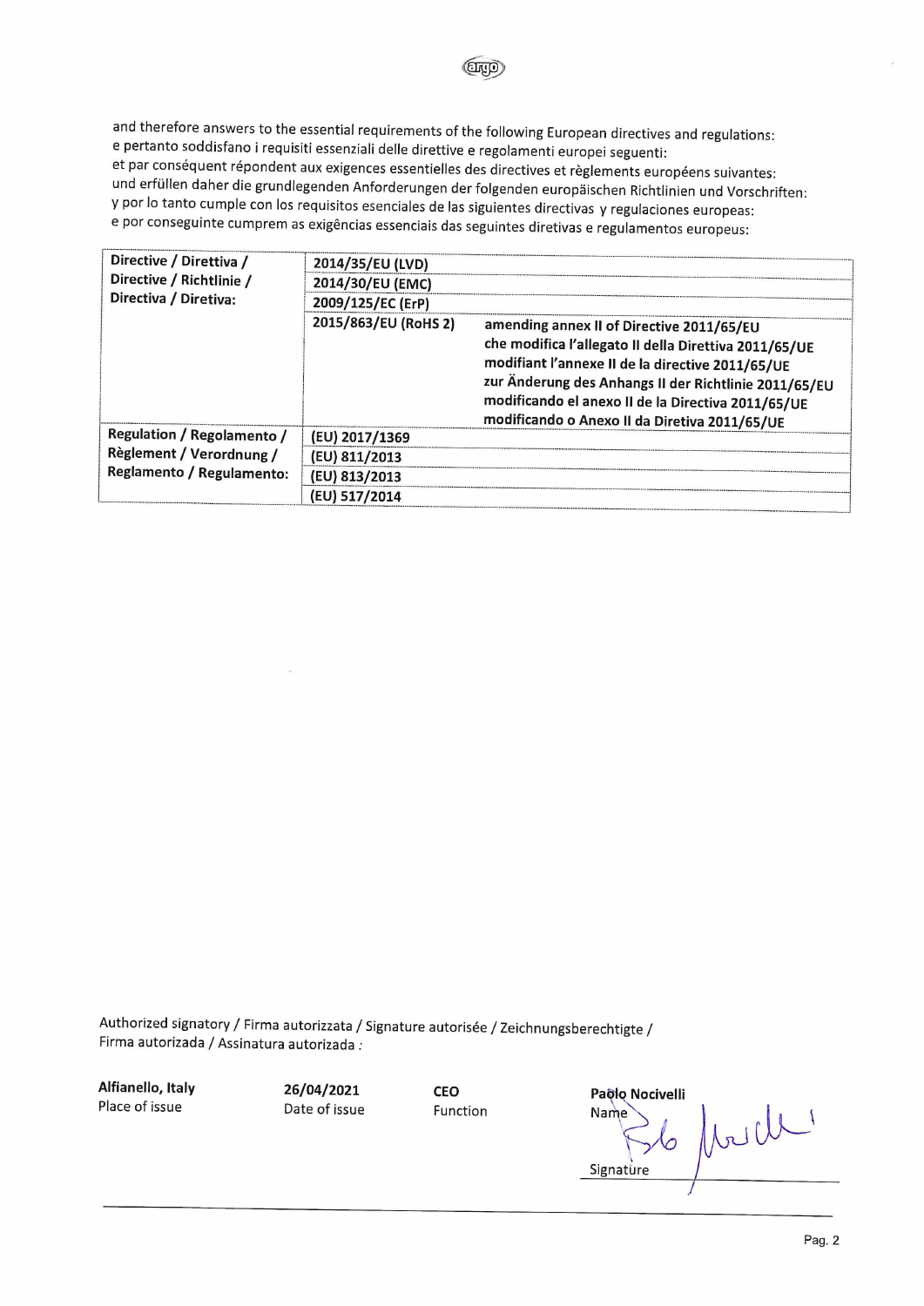and therefore answers to the essential requirements of the following European directives and regulations:
e pertanto soddisfano i requisiti essenziali delle direttive e regolamenti europei seguenti:
et par conséquent répondent aux exigences essentielles des directives et règlements européens suivantes:
und erfüllen daher die grundlegenden Anforderungen der folgenden europäischen Richtlinien und Vorschriften:
y por lo tanto cumple con los requisitos esenciales de las siguientes directivas y regulaciones europeas:
e por conseguinte cumprem as exigências essenciais das seguintes diretivas e regulamentos europeus:

| | | |
|---|---|---|
| **Directive / Direttiva / Directive / Richtlinie / Directiva / Diretiva:** | **2014/35/EU (LVD)** | |
| | **2014/30/EU (EMC)** | |
| | **2009/125/EC (ErP)** | |
| | **2015/863/EU (RoHS 2)** | **amending annex II of Directive 2011/65/EU**<br>**che modifica l'allegato II della Direttiva 2011/65/UE**<br>**modifiant l'annexe II de la directive 2011/65/UE**<br>**zur Änderung des Anhangs II der Richtlinie 2011/65/EU**<br>**modificando el anexo II de la Directiva 2011/65/UE**<br>**modificando o Anexo II da Diretiva 2011/65/UE** |
| **Regulation / Regolamento / Règlement / Verordnung / Reglamento / Regulamento:** | **(EU) 2017/1369** | |
| | **(EU) 811/2013** | |
| | **(EU) 813/2013** | |
| | **(EU) 517/2014** | |

Authorized signatory / Firma autorizzata / Signature autorisée / Zeichnungsberechtigte / Firma autorizada / Assinatura autorizada :

| | | | |
|---|---|---|---|
| **Alfianello, Italy** | **26/04/2021** | **CEO** | **Paolo Nocivelli** |
| Place of issue | Date of issue | Function | Name |
| | | | Signature |